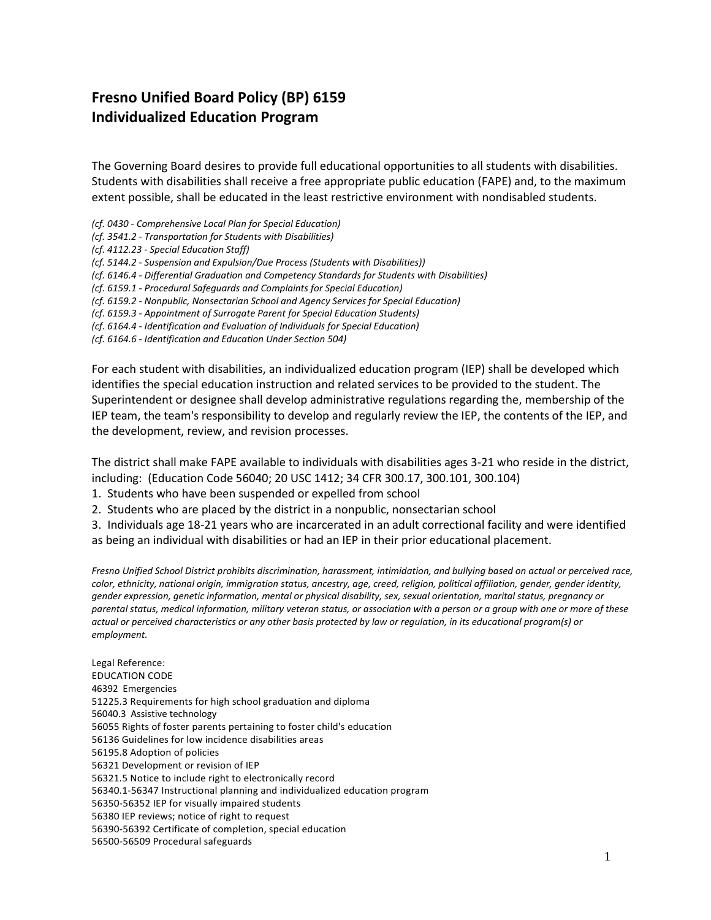# Fresno Unified Board Policy (BP) 6159
# Individualized Education Program

The Governing Board desires to provide full educational opportunities to all students with disabilities. Students with disabilities shall receive a free appropriate public education (FAPE) and, to the maximum extent possible, shall be educated in the least restrictive environment with nondisabled students.

*(cf. 0430 - Comprehensive Local Plan for Special Education)*
*(cf. 3541.2 - Transportation for Students with Disabilities)*
*(cf. 4112.23 - Special Education Staff)*
*(cf. 5144.2 - Suspension and Expulsion/Due Process (Students with Disabilities))*
*(cf. 6146.4 - Differential Graduation and Competency Standards for Students with Disabilities)*
*(cf. 6159.1 - Procedural Safeguards and Complaints for Special Education)*
*(cf. 6159.2 - Nonpublic, Nonsectarian School and Agency Services for Special Education)*
*(cf. 6159.3 - Appointment of Surrogate Parent for Special Education Students)*
*(cf. 6164.4 - Identification and Evaluation of Individuals for Special Education)*
*(cf. 6164.6 - Identification and Education Under Section 504)*

For each student with disabilities, an individualized education program (IEP) shall be developed which identifies the special education instruction and related services to be provided to the student. The Superintendent or designee shall develop administrative regulations regarding the, membership of the IEP team, the team's responsibility to develop and regularly review the IEP, the contents of the IEP, and the development, review, and revision processes.

The district shall make FAPE available to individuals with disabilities ages 3-21 who reside in the district, including: (Education Code 56040; 20 USC 1412; 34 CFR 300.17, 300.101, 300.104)

1. Students who have been suspended or expelled from school
2. Students who are placed by the district in a nonpublic, nonsectarian school
3. Individuals age 18-21 years who are incarcerated in an adult correctional facility and were identified as being an individual with disabilities or had an IEP in their prior educational placement.

*Fresno Unified School District prohibits discrimination, harassment, intimidation, and bullying based on actual or perceived race, color, ethnicity, national origin, immigration status, ancestry, age, creed, religion, political affiliation, gender, gender identity, gender expression, genetic information, mental or physical disability, sex, sexual orientation, marital status, pregnancy or parental status, medical information, military veteran status, or association with a person or a group with one or more of these actual or perceived characteristics or any other basis protected by law or regulation, in its educational program(s) or employment.*

Legal Reference:
EDUCATION CODE
46392 Emergencies
51225.3 Requirements for high school graduation and diploma
56040.3 Assistive technology
56055 Rights of foster parents pertaining to foster child's education
56136 Guidelines for low incidence disabilities areas
56195.8 Adoption of policies
56321 Development or revision of IEP
56321.5 Notice to include right to electronically record
56340.1-56347 Instructional planning and individualized education program
56350-56352 IEP for visually impaired students
56380 IEP reviews; notice of right to request
56390-56392 Certificate of completion, special education
56500-56509 Procedural safeguards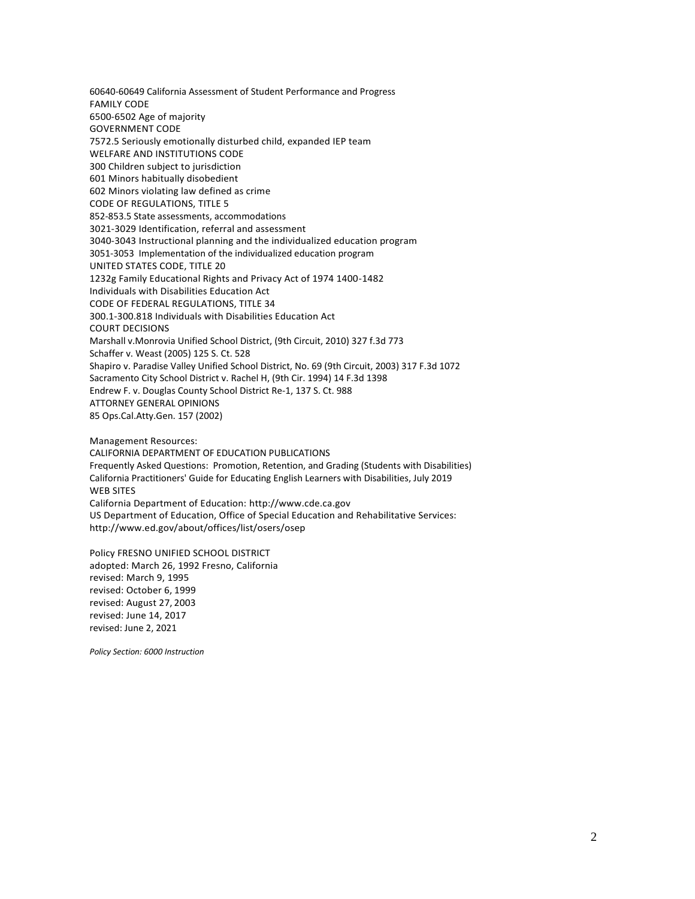60640-60649 California Assessment of Student Performance and Progress
FAMILY CODE
6500-6502 Age of majority
GOVERNMENT CODE
7572.5 Seriously emotionally disturbed child, expanded IEP team
WELFARE AND INSTITUTIONS CODE
300 Children subject to jurisdiction
601 Minors habitually disobedient
602 Minors violating law defined as crime
CODE OF REGULATIONS, TITLE 5
852-853.5 State assessments, accommodations
3021-3029 Identification, referral and assessment
3040-3043 Instructional planning and the individualized education program
3051-3053 Implementation of the individualized education program
UNITED STATES CODE, TITLE 20
1232g Family Educational Rights and Privacy Act of 1974 1400-1482
Individuals with Disabilities Education Act
CODE OF FEDERAL REGULATIONS, TITLE 34
300.1-300.818 Individuals with Disabilities Education Act
COURT DECISIONS
Marshall v.Monrovia Unified School District, (9th Circuit, 2010) 327 f.3d 773
Schaffer v. Weast (2005) 125 S. Ct. 528
Shapiro v. Paradise Valley Unified School District, No. 69 (9th Circuit, 2003) 317 F.3d 1072
Sacramento City School District v. Rachel H, (9th Cir. 1994) 14 F.3d 1398
Endrew F. v. Douglas County School District Re-1, 137 S. Ct. 988
ATTORNEY GENERAL OPINIONS
85 Ops.Cal.Atty.Gen. 157 (2002)

Management Resources:
CALIFORNIA DEPARTMENT OF EDUCATION PUBLICATIONS
Frequently Asked Questions: Promotion, Retention, and Grading (Students with Disabilities)
California Practitioners' Guide for Educating English Learners with Disabilities, July 2019
WEB SITES
California Department of Education: http://www.cde.ca.gov
US Department of Education, Office of Special Education and Rehabilitative Services:
http://www.ed.gov/about/offices/list/osers/osep

Policy FRESNO UNIFIED SCHOOL DISTRICT
adopted: March 26, 1992 Fresno, California
revised: March 9, 1995
revised: October 6, 1999
revised: August 27, 2003
revised: June 14, 2017
revised: June 2, 2021

*Policy Section: 6000 Instruction*